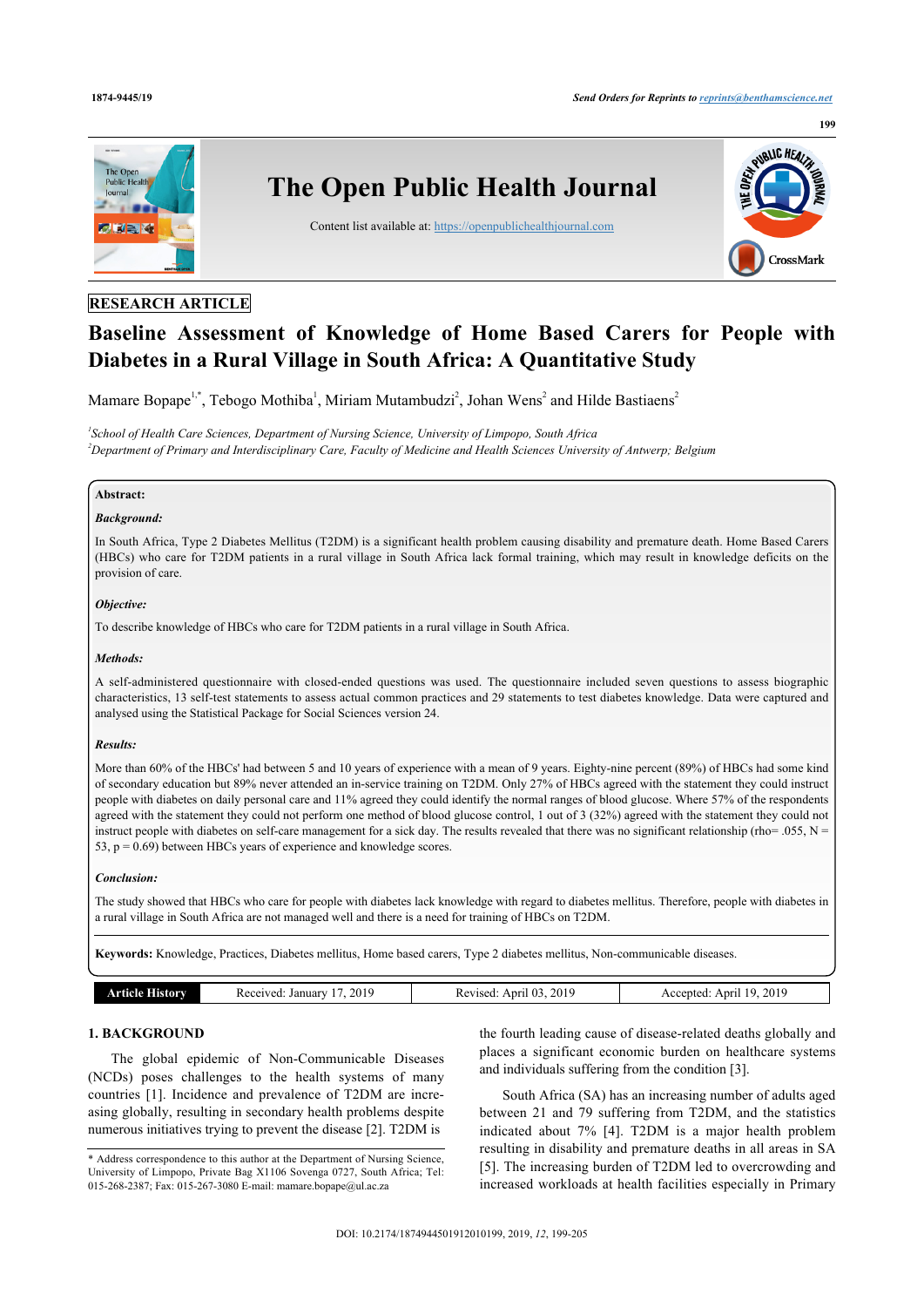RESEARCH ARTICLE

# Baseline Assessment of Knowledge of Home Based Carers for People with Diabetes in a Rural Village in South Africa: A Quantitative Study

Mamare Bopape[1,*], Tebogo Mothiba[1], Miriam Mutambudzi[2], Johan Wens[2] and Hilde Bastiaens[2]

[1]*School of Health Care Sciences, Department of Nursing Science, University of Limpopo, South Africa*
[2]*Department of Primary and Interdisciplinary Care, Faculty of Medicine and Health Sciences University of Antwerp; Belgium*

**Abstract:**

***Background:***

In South Africa, Type 2 Diabetes Mellitus (T2DM) is a significant health problem causing disability and premature death. Home Based Carers (HBCs) who care for T2DM patients in a rural village in South Africa lack formal training, which may result in knowledge deficits on the provision of care.

***Objective:***

To describe knowledge of HBCs who care for T2DM patients in a rural village in South Africa.

***Methods:***

A self-administered questionnaire with closed-ended questions was used. The questionnaire included seven questions to assess biographic characteristics, 13 self-test statements to assess actual common practices and 29 statements to test diabetes knowledge. Data were captured and analysed using the Statistical Package for Social Sciences version 24.

***Results:***

More than 60% of the HBCs' had between 5 and 10 years of experience with a mean of 9 years. Eighty-nine percent (89%) of HBCs had some kind of secondary education but 89% never attended an in-service training on T2DM. Only 27% of HBCs agreed with the statement they could instruct people with diabetes on daily personal care and 11% agreed they could identify the normal ranges of blood glucose. Where 57% of the respondents agreed with the statement they could not perform one method of blood glucose control, 1 out of 3 (32%) agreed with the statement they could not instruct people with diabetes on self-care management for a sick day. The results revealed that there was no significant relationship (rho= .055, N = 53, p = 0.69) between HBCs years of experience and knowledge scores.

***Conclusion:***

The study showed that HBCs who care for people with diabetes lack knowledge with regard to diabetes mellitus. Therefore, people with diabetes in a rural village in South Africa are not managed well and there is a need for training of HBCs on T2DM.

**Keywords:** Knowledge, Practices, Diabetes mellitus, Home based carers, Type 2 diabetes mellitus, Non-communicable diseases.

| Article History | Received: January 17, 2019 | Revised: April 03, 2019 | Accepted: April 19, 2019 |
|---|---|---|---|

## 1. BACKGROUND

The global epidemic of Non-Communicable Diseases (NCDs) poses challenges to the health systems of many countries [1]. Incidence and prevalence of T2DM are increasing globally, resulting in secondary health problems despite numerous initiatives trying to prevent the disease [2]. T2DM is the fourth leading cause of disease-related deaths globally and places a significant economic burden on healthcare systems and individuals suffering from the condition [3].

South Africa (SA) has an increasing number of adults aged between 21 and 79 suffering from T2DM, and the statistics indicated about 7% [4]. T2DM is a major health problem resulting in disability and premature deaths in all areas in SA [5]. The increasing burden of T2DM led to overcrowding and increased workloads at health facilities especially in Primary

* Address correspondence to this author at the Department of Nursing Science, University of Limpopo, Private Bag X1106 Sovenga 0727, South Africa; Tel: 015-268-2387; Fax: 015-267-3080 E-mail: mamare.bopape@ul.ac.za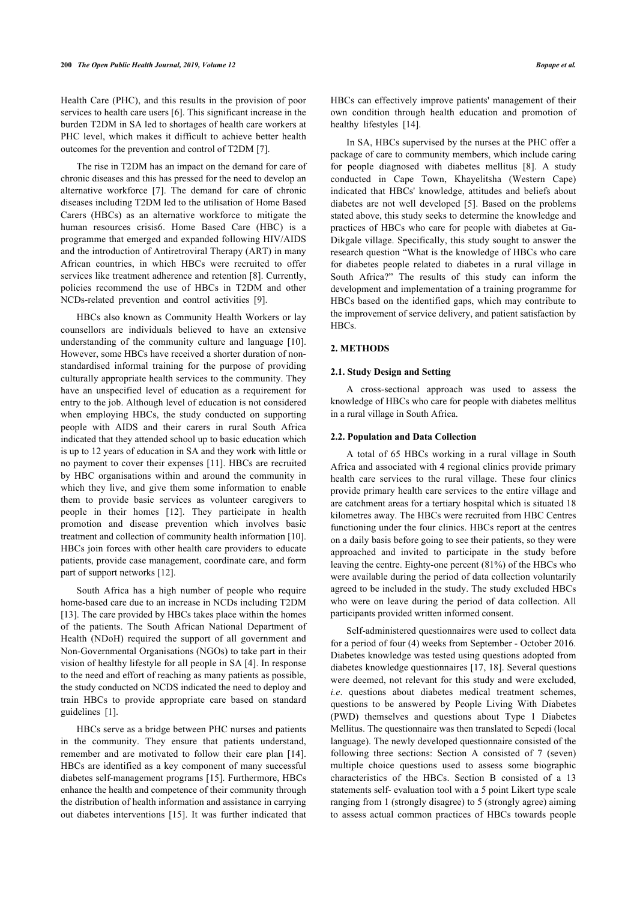Health Care (PHC), and this results in the provision of poor services to health care users [6]. This significant increase in the burden T2DM in SA led to shortages of health care workers at PHC level, which makes it difficult to achieve better health outcomes for the prevention and control of T2DM [7].

The rise in T2DM has an impact on the demand for care of chronic diseases and this has pressed for the need to develop an alternative workforce [7]. The demand for care of chronic diseases including T2DM led to the utilisation of Home Based Carers (HBCs) as an alternative workforce to mitigate the human resources crisis6. Home Based Care (HBC) is a programme that emerged and expanded following HIV/AIDS and the introduction of Antiretroviral Therapy (ART) in many African countries, in which HBCs were recruited to offer services like treatment adherence and retention [8]. Currently, policies recommend the use of HBCs in T2DM and other NCDs-related prevention and control activities [9].

HBCs also known as Community Health Workers or lay counsellors are individuals believed to have an extensive understanding of the community culture and language [10]. However, some HBCs have received a shorter duration of non-standardised informal training for the purpose of providing culturally appropriate health services to the community. They have an unspecified level of education as a requirement for entry to the job. Although level of education is not considered when employing HBCs, the study conducted on supporting people with AIDS and their carers in rural South Africa indicated that they attended school up to basic education which is up to 12 years of education in SA and they work with little or no payment to cover their expenses [11]. HBCs are recruited by HBC organisations within and around the community in which they live, and give them some information to enable them to provide basic services as volunteer caregivers to people in their homes [12]. They participate in health promotion and disease prevention which involves basic treatment and collection of community health information [10]. HBCs join forces with other health care providers to educate patients, provide case management, coordinate care, and form part of support networks [12].

South Africa has a high number of people who require home-based care due to an increase in NCDs including T2DM [13]. The care provided by HBCs takes place within the homes of the patients. The South African National Department of Health (NDoH) required the support of all government and Non-Governmental Organisations (NGOs) to take part in their vision of healthy lifestyle for all people in SA [4]. In response to the need and effort of reaching as many patients as possible, the study conducted on NCDS indicated the need to deploy and train HBCs to provide appropriate care based on standard guidelines [1].

HBCs serve as a bridge between PHC nurses and patients in the community. They ensure that patients understand, remember and are motivated to follow their care plan [14]. HBCs are identified as a key component of many successful diabetes self-management programs [15]. Furthermore, HBCs enhance the health and competence of their community through the distribution of health information and assistance in carrying out diabetes interventions [15]. It was further indicated that HBCs can effectively improve patients' management of their own condition through health education and promotion of healthy lifestyles [14].

In SA, HBCs supervised by the nurses at the PHC offer a package of care to community members, which include caring for people diagnosed with diabetes mellitus [8]. A study conducted in Cape Town, Khayelitsha (Western Cape) indicated that HBCs' knowledge, attitudes and beliefs about diabetes are not well developed [5]. Based on the problems stated above, this study seeks to determine the knowledge and practices of HBCs who care for people with diabetes at Ga-Dikgale village. Specifically, this study sought to answer the research question "What is the knowledge of HBCs who care for diabetes people related to diabetes in a rural village in South Africa?" The results of this study can inform the development and implementation of a training programme for HBCs based on the identified gaps, which may contribute to the improvement of service delivery, and patient satisfaction by HBCs.

## 2. METHODS

### 2.1. Study Design and Setting

A cross-sectional approach was used to assess the knowledge of HBCs who care for people with diabetes mellitus in a rural village in South Africa.

### 2.2. Population and Data Collection

A total of 65 HBCs working in a rural village in South Africa and associated with 4 regional clinics provide primary health care services to the rural village. These four clinics provide primary health care services to the entire village and are catchment areas for a tertiary hospital which is situated 18 kilometres away. The HBCs were recruited from HBC Centres functioning under the four clinics. HBCs report at the centres on a daily basis before going to see their patients, so they were approached and invited to participate in the study before leaving the centre. Eighty-one percent (81%) of the HBCs who were available during the period of data collection voluntarily agreed to be included in the study. The study excluded HBCs who were on leave during the period of data collection. All participants provided written informed consent.

Self-administered questionnaires were used to collect data for a period of four (4) weeks from September - October 2016. Diabetes knowledge was tested using questions adopted from diabetes knowledge questionnaires [17, 18]. Several questions were deemed, not relevant for this study and were excluded, *i.e*. questions about diabetes medical treatment schemes, questions to be answered by People Living With Diabetes (PWD) themselves and questions about Type 1 Diabetes Mellitus. The questionnaire was then translated to Sepedi (local language). The newly developed questionnaire consisted of the following three sections: Section A consisted of 7 (seven) multiple choice questions used to assess some biographic characteristics of the HBCs. Section B consisted of a 13 statements self- evaluation tool with a 5 point Likert type scale ranging from 1 (strongly disagree) to 5 (strongly agree) aiming to assess actual common practices of HBCs towards people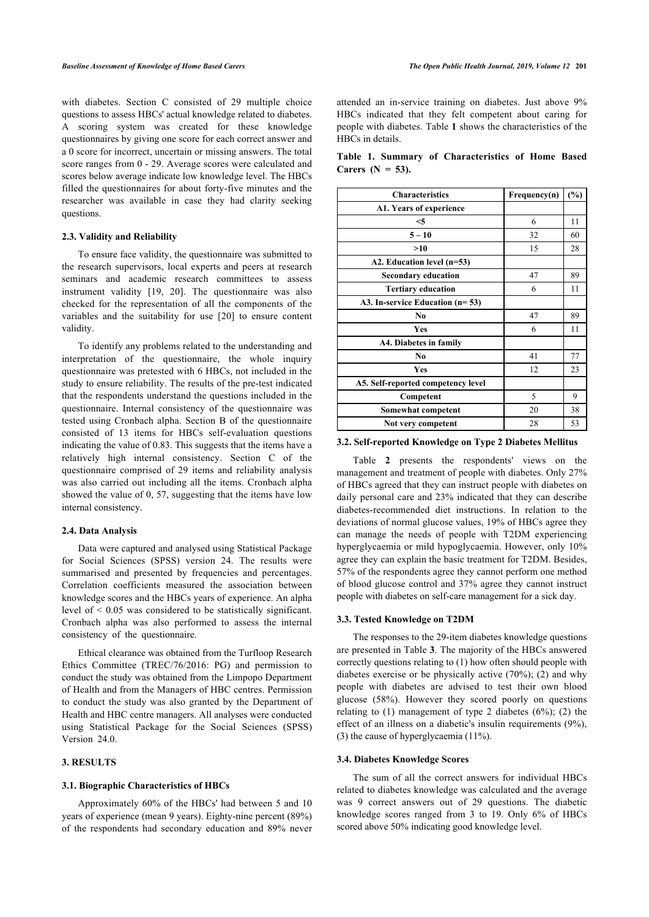with diabetes. Section C consisted of 29 multiple choice questions to assess HBCs' actual knowledge related to diabetes. A scoring system was created for these knowledge questionnaires by giving one score for each correct answer and a 0 score for incorrect, uncertain or missing answers. The total score ranges from 0 - 29. Average scores were calculated and scores below average indicate low knowledge level. The HBCs filled the questionnaires for about forty-five minutes and the researcher was available in case they had clarity seeking questions.

### 2.3. Validity and Reliability

To ensure face validity, the questionnaire was submitted to the research supervisors, local experts and peers at research seminars and academic research committees to assess instrument validity [19, 20]. The questionnaire was also checked for the representation of all the components of the variables and the suitability for use [20] to ensure content validity.

To identify any problems related to the understanding and interpretation of the questionnaire, the whole inquiry questionnaire was pretested with 6 HBCs, not included in the study to ensure reliability. The results of the pre-test indicated that the respondents understand the questions included in the questionnaire. Internal consistency of the questionnaire was tested using Cronbach alpha. Section B of the questionnaire consisted of 13 items for HBCs self-evaluation questions indicating the value of 0.83. This suggests that the items have a relatively high internal consistency. Section C of the questionnaire comprised of 29 items and reliability analysis was also carried out including all the items. Cronbach alpha showed the value of 0, 57, suggesting that the items have low internal consistency.

### 2.4. Data Analysis

Data were captured and analysed using Statistical Package for Social Sciences (SPSS) version 24. The results were summarised and presented by frequencies and percentages. Correlation coefficients measured the association between knowledge scores and the HBCs years of experience. An alpha level of < 0.05 was considered to be statistically significant. Cronbach alpha was also performed to assess the internal consistency of the questionnaire.

Ethical clearance was obtained from the Turfloop Research Ethics Committee (TREC/76/2016: PG) and permission to conduct the study was obtained from the Limpopo Department of Health and from the Managers of HBC centres. Permission to conduct the study was also granted by the Department of Health and HBC centre managers. All analyses were conducted using Statistical Package for the Social Sciences (SPSS) Version 24.0.

## 3. RESULTS

### 3.1. Biographic Characteristics of HBCs

Approximately 60% of the HBCs' had between 5 and 10 years of experience (mean 9 years). Eighty-nine percent (89%) of the respondents had secondary education and 89% never attended an in-service training on diabetes. Just above 9% HBCs indicated that they felt competent about caring for people with diabetes. Table **1** shows the characteristics of the HBCs in details.

**Table 1. Summary of Characteristics of Home Based Carers (N = 53).**

| Characteristics | Frequency(n) | (%) |
|---|---|---|
| **A1. Years of experience** | | |
| **<5** | 6 | 11 |
| **5 – 10** | 32 | 60 |
| **>10** | 15 | 28 |
| **A2. Education level (n=53)** | | |
| **Secondary education** | 47 | 89 |
| **Tertiary education** | 6 | 11 |
| **A3. In-service Education (n= 53)** | | |
| **No** | 47 | 89 |
| **Yes** | 6 | 11 |
| **A4. Diabetes in family** | | |
| **No** | 41 | 77 |
| **Yes** | 12 | 23 |
| **A5. Self-reported competency level** | | |
| **Competent** | 5 | 9 |
| **Somewhat competent** | 20 | 38 |
| **Not very competent** | 28 | 53 |

### 3.2. Self-reported Knowledge on Type 2 Diabetes Mellitus

Table **2** presents the respondents' views on the management and treatment of people with diabetes. Only 27% of HBCs agreed that they can instruct people with diabetes on daily personal care and 23% indicated that they can describe diabetes-recommended diet instructions. In relation to the deviations of normal glucose values, 19% of HBCs agree they can manage the needs of people with T2DM experiencing hyperglycaemia or mild hypoglycaemia. However, only 10% agree they can explain the basic treatment for T2DM. Besides, 57% of the respondents agree they cannot perform one method of blood glucose control and 37% agree they cannot instruct people with diabetes on self-care management for a sick day.

### 3.3. Tested Knowledge on T2DM

The responses to the 29-item diabetes knowledge questions are presented in Table **3**. The majority of the HBCs answered correctly questions relating to (1) how often should people with diabetes exercise or be physically active (70%); (2) and why people with diabetes are advised to test their own blood glucose (58%). However they scored poorly on questions relating to (1) management of type 2 diabetes (6%); (2) the effect of an illness on a diabetic's insulin requirements (9%), (3) the cause of hyperglycaemia (11%).

### 3.4. Diabetes Knowledge Scores

The sum of all the correct answers for individual HBCs related to diabetes knowledge was calculated and the average was 9 correct answers out of 29 questions. The diabetic knowledge scores ranged from 3 to 19. Only 6% of HBCs scored above 50% indicating good knowledge level.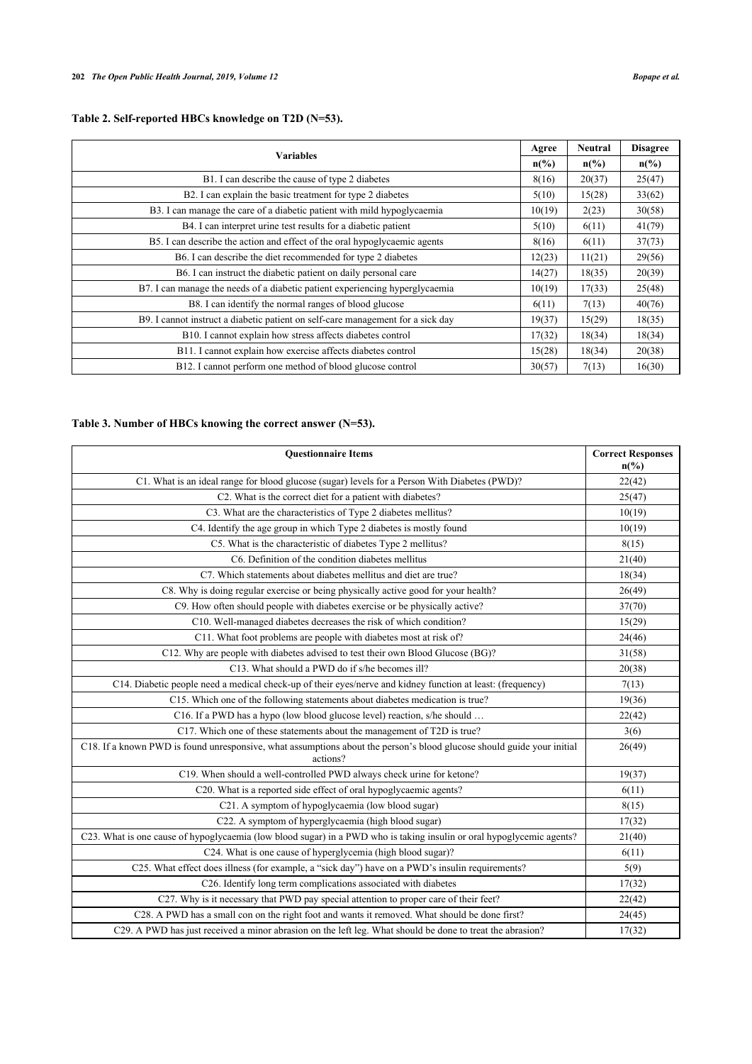**Table 2. Self-reported HBCs knowledge on T2D (N=53).**

| Variables | Agree | Neutral | Disagree |
|---|---|---|---|
| | n(%) | n(%) | n(%) |
| B1. I can describe the cause of type 2 diabetes | 8(16) | 20(37) | 25(47) |
| B2. I can explain the basic treatment for type 2 diabetes | 5(10) | 15(28) | 33(62) |
| B3. I can manage the care of a diabetic patient with mild hypoglycaemia | 10(19) | 2(23) | 30(58) |
| B4. I can interpret urine test results for a diabetic patient | 5(10) | 6(11) | 41(79) |
| B5. I can describe the action and effect of the oral hypoglycaemic agents | 8(16) | 6(11) | 37(73) |
| B6. I can describe the diet recommended for type 2 diabetes | 12(23) | 11(21) | 29(56) |
| B6. I can instruct the diabetic patient on daily personal care | 14(27) | 18(35) | 20(39) |
| B7. I can manage the needs of a diabetic patient experiencing hyperglycaemia | 10(19) | 17(33) | 25(48) |
| B8. I can identify the normal ranges of blood glucose | 6(11) | 7(13) | 40(76) |
| B9. I cannot instruct a diabetic patient on self-care management for a sick day | 19(37) | 15(29) | 18(35) |
| B10. I cannot explain how stress affects diabetes control | 17(32) | 18(34) | 18(34) |
| B11. I cannot explain how exercise affects diabetes control | 15(28) | 18(34) | 20(38) |
| B12. I cannot perform one method of blood glucose control | 30(57) | 7(13) | 16(30) |

**Table 3. Number of HBCs knowing the correct answer (N=53).**

| Questionnaire Items | Correct Responses n(%) |
|---|---|
| C1. What is an ideal range for blood glucose (sugar) levels for a Person With Diabetes (PWD)? | 22(42) |
| C2. What is the correct diet for a patient with diabetes? | 25(47) |
| C3. What are the characteristics of Type 2 diabetes mellitus? | 10(19) |
| C4. Identify the age group in which Type 2 diabetes is mostly found | 10(19) |
| C5. What is the characteristic of diabetes Type 2 mellitus? | 8(15) |
| C6. Definition of the condition diabetes mellitus | 21(40) |
| C7. Which statements about diabetes mellitus and diet are true? | 18(34) |
| C8. Why is doing regular exercise or being physically active good for your health? | 26(49) |
| C9. How often should people with diabetes exercise or be physically active? | 37(70) |
| C10. Well-managed diabetes decreases the risk of which condition? | 15(29) |
| C11. What foot problems are people with diabetes most at risk of? | 24(46) |
| C12. Why are people with diabetes advised to test their own Blood Glucose (BG)? | 31(58) |
| C13. What should a PWD do if s/he becomes ill? | 20(38) |
| C14. Diabetic people need a medical check-up of their eyes/nerve and kidney function at least: (frequency) | 7(13) |
| C15. Which one of the following statements about diabetes medication is true? | 19(36) |
| C16. If a PWD has a hypo (low blood glucose level) reaction, s/he should … | 22(42) |
| C17. Which one of these statements about the management of T2D is true? | 3(6) |
| C18. If a known PWD is found unresponsive, what assumptions about the person's blood glucose should guide your initial actions? | 26(49) |
| C19. When should a well-controlled PWD always check urine for ketone? | 19(37) |
| C20. What is a reported side effect of oral hypoglycaemic agents? | 6(11) |
| C21. A symptom of hypoglycaemia (low blood sugar) | 8(15) |
| C22. A symptom of hyperglycaemia (high blood sugar) | 17(32) |
| C23. What is one cause of hypoglycaemia (low blood sugar) in a PWD who is taking insulin or oral hypoglycemic agents? | 21(40) |
| C24. What is one cause of hyperglycemia (high blood sugar)? | 6(11) |
| C25. What effect does illness (for example, a "sick day") have on a PWD's insulin requirements? | 5(9) |
| C26. Identify long term complications associated with diabetes | 17(32) |
| C27. Why is it necessary that PWD pay special attention to proper care of their feet? | 22(42) |
| C28. A PWD has a small con on the right foot and wants it removed. What should be done first? | 24(45) |
| C29. A PWD has just received a minor abrasion on the left leg. What should be done to treat the abrasion? | 17(32) |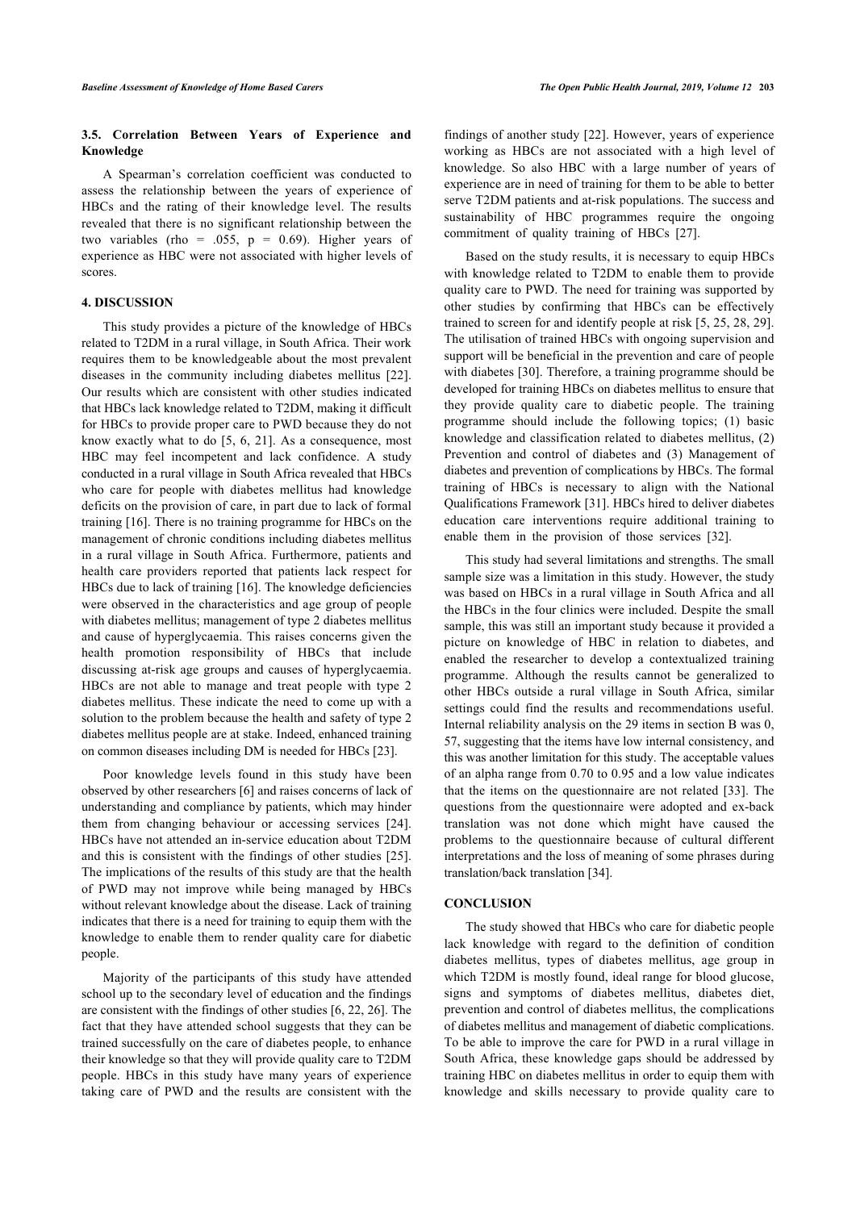### 3.5. Correlation Between Years of Experience and Knowledge

A Spearman's correlation coefficient was conducted to assess the relationship between the years of experience of HBCs and the rating of their knowledge level. The results revealed that there is no significant relationship between the two variables (rho = .055, p = 0.69). Higher years of experience as HBC were not associated with higher levels of scores.

## 4. DISCUSSION

This study provides a picture of the knowledge of HBCs related to T2DM in a rural village, in South Africa. Their work requires them to be knowledgeable about the most prevalent diseases in the community including diabetes mellitus [22]. Our results which are consistent with other studies indicated that HBCs lack knowledge related to T2DM, making it difficult for HBCs to provide proper care to PWD because they do not know exactly what to do [5, 6, 21]. As a consequence, most HBC may feel incompetent and lack confidence. A study conducted in a rural village in South Africa revealed that HBCs who care for people with diabetes mellitus had knowledge deficits on the provision of care, in part due to lack of formal training [16]. There is no training programme for HBCs on the management of chronic conditions including diabetes mellitus in a rural village in South Africa. Furthermore, patients and health care providers reported that patients lack respect for HBCs due to lack of training [16]. The knowledge deficiencies were observed in the characteristics and age group of people with diabetes mellitus; management of type 2 diabetes mellitus and cause of hyperglycaemia. This raises concerns given the health promotion responsibility of HBCs that include discussing at-risk age groups and causes of hyperglycaemia. HBCs are not able to manage and treat people with type 2 diabetes mellitus. These indicate the need to come up with a solution to the problem because the health and safety of type 2 diabetes mellitus people are at stake. Indeed, enhanced training on common diseases including DM is needed for HBCs [23].

Poor knowledge levels found in this study have been observed by other researchers [6] and raises concerns of lack of understanding and compliance by patients, which may hinder them from changing behaviour or accessing services [24]. HBCs have not attended an in-service education about T2DM and this is consistent with the findings of other studies [25]. The implications of the results of this study are that the health of PWD may not improve while being managed by HBCs without relevant knowledge about the disease. Lack of training indicates that there is a need for training to equip them with the knowledge to enable them to render quality care for diabetic people.

Majority of the participants of this study have attended school up to the secondary level of education and the findings are consistent with the findings of other studies [6, 22, 26]. The fact that they have attended school suggests that they can be trained successfully on the care of diabetes people, to enhance their knowledge so that they will provide quality care to T2DM people. HBCs in this study have many years of experience taking care of PWD and the results are consistent with the findings of another study [22]. However, years of experience working as HBCs are not associated with a high level of knowledge. So also HBC with a large number of years of experience are in need of training for them to be able to better serve T2DM patients and at-risk populations. The success and sustainability of HBC programmes require the ongoing commitment of quality training of HBCs [27].

Based on the study results, it is necessary to equip HBCs with knowledge related to T2DM to enable them to provide quality care to PWD. The need for training was supported by other studies by confirming that HBCs can be effectively trained to screen for and identify people at risk [5, 25, 28, 29]. The utilisation of trained HBCs with ongoing supervision and support will be beneficial in the prevention and care of people with diabetes [30]. Therefore, a training programme should be developed for training HBCs on diabetes mellitus to ensure that they provide quality care to diabetic people. The training programme should include the following topics; (1) basic knowledge and classification related to diabetes mellitus, (2) Prevention and control of diabetes and (3) Management of diabetes and prevention of complications by HBCs. The formal training of HBCs is necessary to align with the National Qualifications Framework [31]. HBCs hired to deliver diabetes education care interventions require additional training to enable them in the provision of those services [32].

This study had several limitations and strengths. The small sample size was a limitation in this study. However, the study was based on HBCs in a rural village in South Africa and all the HBCs in the four clinics were included. Despite the small sample, this was still an important study because it provided a picture on knowledge of HBC in relation to diabetes, and enabled the researcher to develop a contextualized training programme. Although the results cannot be generalized to other HBCs outside a rural village in South Africa, similar settings could find the results and recommendations useful. Internal reliability analysis on the 29 items in section B was 0, 57, suggesting that the items have low internal consistency, and this was another limitation for this study. The acceptable values of an alpha range from 0.70 to 0.95 and a low value indicates that the items on the questionnaire are not related [33]. The questions from the questionnaire were adopted and ex-back translation was not done which might have caused the problems to the questionnaire because of cultural different interpretations and the loss of meaning of some phrases during translation/back translation [34].

## CONCLUSION

The study showed that HBCs who care for diabetic people lack knowledge with regard to the definition of condition diabetes mellitus, types of diabetes mellitus, age group in which T2DM is mostly found, ideal range for blood glucose, signs and symptoms of diabetes mellitus, diabetes diet, prevention and control of diabetes mellitus, the complications of diabetes mellitus and management of diabetic complications. To be able to improve the care for PWD in a rural village in South Africa, these knowledge gaps should be addressed by training HBC on diabetes mellitus in order to equip them with knowledge and skills necessary to provide quality care to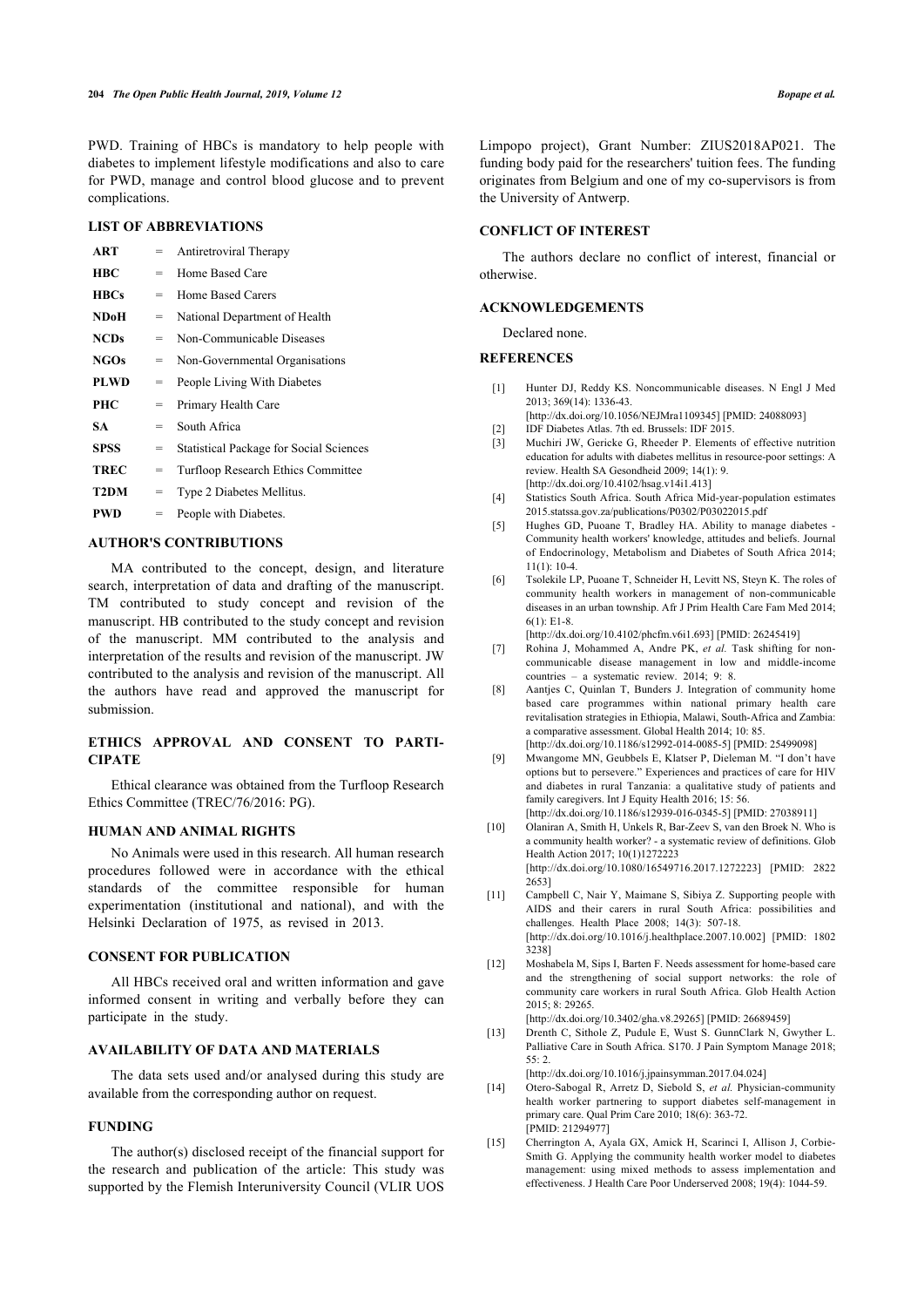PWD. Training of HBCs is mandatory to help people with diabetes to implement lifestyle modifications and also to care for PWD, manage and control blood glucose and to prevent complications.

## LIST OF ABBREVIATIONS

| | | |
|---|---|---|
| **ART** | = | Antiretroviral Therapy |
| **HBC** | = | Home Based Care |
| **HBCs** | = | Home Based Carers |
| **NDoH** | = | National Department of Health |
| **NCDs** | = | Non-Communicable Diseases |
| **NGOs** | = | Non-Governmental Organisations |
| **PLWD** | = | People Living With Diabetes |
| **PHC** | = | Primary Health Care |
| **SA** | = | South Africa |
| **SPSS** | = | Statistical Package for Social Sciences |
| **TREC** | = | Turfloop Research Ethics Committee |
| **T2DM** | = | Type 2 Diabetes Mellitus. |
| **PWD** | = | People with Diabetes. |

## AUTHOR'S CONTRIBUTIONS

MA contributed to the concept, design, and literature search, interpretation of data and drafting of the manuscript. TM contributed to study concept and revision of the manuscript. HB contributed to the study concept and revision of the manuscript. MM contributed to the analysis and interpretation of the results and revision of the manuscript. JW contributed to the analysis and revision of the manuscript. All the authors have read and approved the manuscript for submission.

## ETHICS APPROVAL AND CONSENT TO PARTICIPATE

Ethical clearance was obtained from the Turfloop Research Ethics Committee (TREC/76/2016: PG).

## HUMAN AND ANIMAL RIGHTS

No Animals were used in this research. All human research procedures followed were in accordance with the ethical standards of the committee responsible for human experimentation (institutional and national), and with the Helsinki Declaration of 1975, as revised in 2013.

## CONSENT FOR PUBLICATION

All HBCs received oral and written information and gave informed consent in writing and verbally before they can participate in the study.

## AVAILABILITY OF DATA AND MATERIALS

The data sets used and/or analysed during this study are available from the corresponding author on request.

## FUNDING

The author(s) disclosed receipt of the financial support for the research and publication of the article: This study was supported by the Flemish Interuniversity Council (VLIR UOS Limpopo project), Grant Number: ZIUS2018AP021. The funding body paid for the researchers' tuition fees. The funding originates from Belgium and one of my co-supervisors is from the University of Antwerp.

## CONFLICT OF INTEREST

The authors declare no conflict of interest, financial or otherwise.

## ACKNOWLEDGEMENTS

Declared none.

## REFERENCES

[1] Hunter DJ, Reddy KS. Noncommunicable diseases. N Engl J Med 2013; 369(14): 1336-43. [http://dx.doi.org/10.1056/NEJMra1109345] [PMID: 24088093]

[2] IDF Diabetes Atlas. 7th ed. Brussels: IDF 2015.

[3] Muchiri JW, Gericke G, Rheeder P. Elements of effective nutrition education for adults with diabetes mellitus in resource-poor settings: A review. Health SA Gesondheid 2009; 14(1): 9. [http://dx.doi.org/10.4102/hsag.v14i1.413]

[4] Statistics South Africa. South Africa Mid-year-population estimates 2015.statssa.gov.za/publications/P0302/P03022015.pdf

[5] Hughes GD, Puoane T, Bradley HA. Ability to manage diabetes - Community health workers' knowledge, attitudes and beliefs. Journal of Endocrinology, Metabolism and Diabetes of South Africa 2014; 11(1): 10-4.

[6] Tsolekile LP, Puoane T, Schneider H, Levitt NS, Steyn K. The roles of community health workers in management of non-communicable diseases in an urban township. Afr J Prim Health Care Fam Med 2014; 6(1): E1-8. [http://dx.doi.org/10.4102/phcfm.v6i1.693] [PMID: 26245419]

[7] Rohina J, Mohammed A, Andre PK, *et al.* Task shifting for non-communicable disease management in low and middle-income countries – a systematic review. 2014; 9: 8.

[8] Aantjes C, Quinlan T, Bunders J. Integration of community home based care programmes within national primary health care revitalisation strategies in Ethiopia, Malawi, South-Africa and Zambia: a comparative assessment. Global Health 2014; 10: 85. [http://dx.doi.org/10.1186/s12992-014-0085-5] [PMID: 25499098]

[9] Mwangome MN, Geubbels E, Klatser P, Dieleman M. "I don't have options but to persevere." Experiences and practices of care for HIV and diabetes in rural Tanzania: a qualitative study of patients and family caregivers. Int J Equity Health 2016; 15: 56. [http://dx.doi.org/10.1186/s12939-016-0345-5] [PMID: 27038911]

[10] Olaniran A, Smith H, Unkels R, Bar-Zeev S, van den Broek N. Who is a community health worker? - a systematic review of definitions. Glob Health Action 2017; 10(1)1272223 [http://dx.doi.org/10.1080/16549716.2017.1272223] [PMID: 28222653]

[11] Campbell C, Nair Y, Maimane S, Sibiya Z. Supporting people with AIDS and their carers in rural South Africa: possibilities and challenges. Health Place 2008; 14(3): 507-18. [http://dx.doi.org/10.1016/j.healthplace.2007.10.002] [PMID: 18023238]

[12] Moshabela M, Sips I, Barten F. Needs assessment for home-based care and the strengthening of social support networks: the role of community care workers in rural South Africa. Glob Health Action 2015; 8: 29265. [http://dx.doi.org/10.3402/gha.v8.29265] [PMID: 26689459]

[13] Drenth C, Sithole Z, Pudule E, Wust S. GunnClark N, Gwyther L. Palliative Care in South Africa. S170. J Pain Symptom Manage 2018; 55: 2. [http://dx.doi.org/10.1016/j.jpainsymman.2017.04.024]

[14] Otero-Sabogal R, Arretz D, Siebold S, *et al.* Physician-community health worker partnering to support diabetes self-management in primary care. Qual Prim Care 2010; 18(6): 363-72. [PMID: 21294977]

[15] Cherrington A, Ayala GX, Amick H, Scarinci I, Allison J, Corbie-Smith G. Applying the community health worker model to diabetes management: using mixed methods to assess implementation and effectiveness. J Health Care Poor Underserved 2008; 19(4): 1044-59.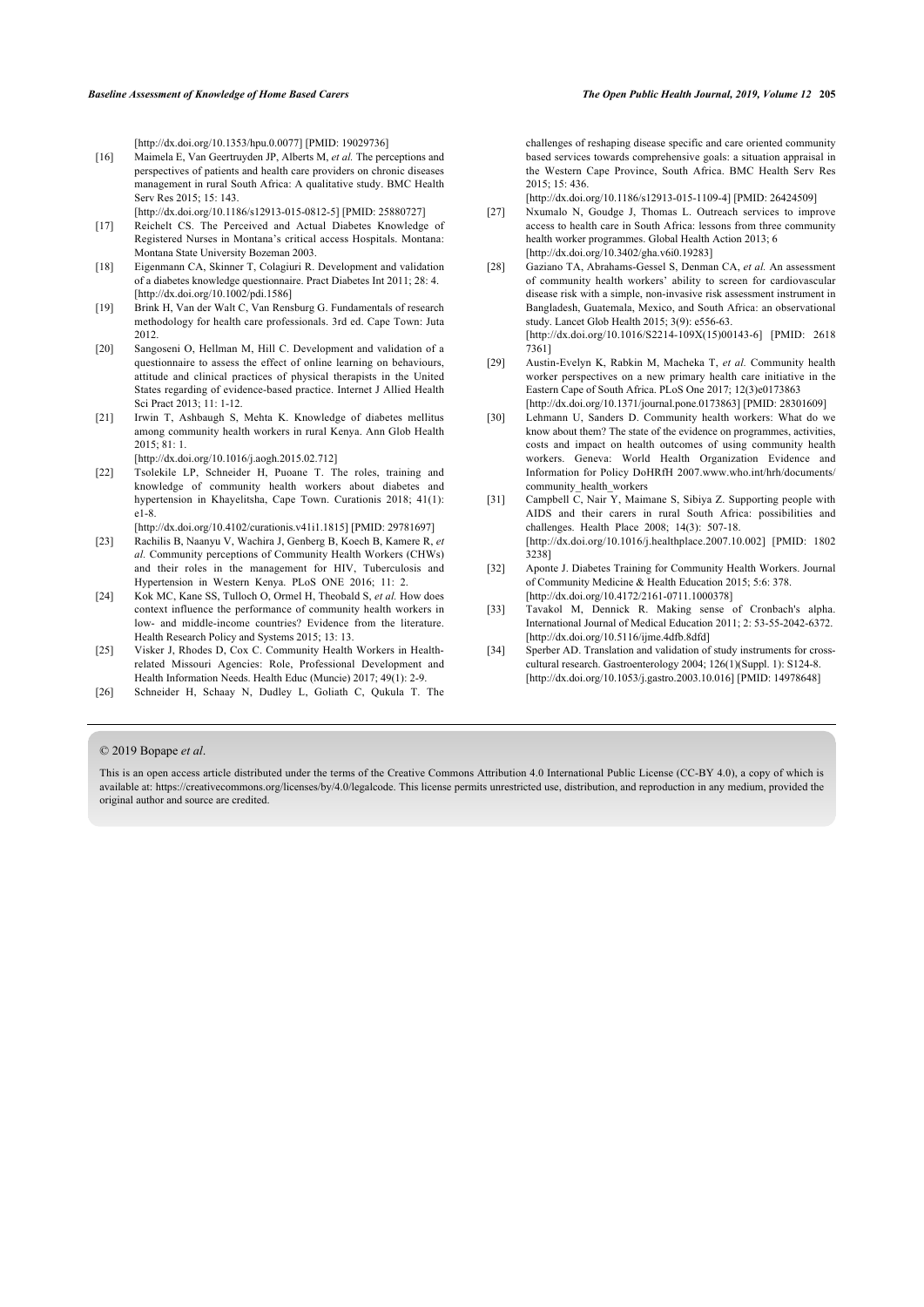[http://dx.doi.org/10.1353/hpu.0.0077] [PMID: 19029736]

[16] Maimela E, Van Geertruyden JP, Alberts M, *et al.* The perceptions and perspectives of patients and health care providers on chronic diseases management in rural South Africa: A qualitative study. BMC Health Serv Res 2015; 15: 143.
[http://dx.doi.org/10.1186/s12913-015-0812-5] [PMID: 25880727]

[17] Reichelt CS. The Perceived and Actual Diabetes Knowledge of Registered Nurses in Montana's critical access Hospitals. Montana: Montana State University Bozeman 2003.

[18] Eigenmann CA, Skinner T, Colagiuri R. Development and validation of a diabetes knowledge questionnaire. Pract Diabetes Int 2011; 28: 4.
[http://dx.doi.org/10.1002/pdi.1586]

[19] Brink H, Van der Walt C, Van Rensburg G. Fundamentals of research methodology for health care professionals. 3rd ed. Cape Town: Juta 2012.

[20] Sangoseni O, Hellman M, Hill C. Development and validation of a questionnaire to assess the effect of online learning on behaviours, attitude and clinical practices of physical therapists in the United States regarding of evidence-based practice. Internet J Allied Health Sci Pract 2013; 11: 1-12.

[21] Irwin T, Ashbaugh S, Mehta K. Knowledge of diabetes mellitus among community health workers in rural Kenya. Ann Glob Health 2015; 81: 1.
[http://dx.doi.org/10.1016/j.aogh.2015.02.712]

[22] Tsolekile LP, Schneider H, Puoane T. The roles, training and knowledge of community health workers about diabetes and hypertension in Khayelitsha, Cape Town. Curationis 2018; 41(1): e1-8.
[http://dx.doi.org/10.4102/curationis.v41i1.1815] [PMID: 29781697]

[23] Rachilis B, Naanyu V, Wachira J, Genberg B, Koech B, Kamere R, *et al.* Community perceptions of Community Health Workers (CHWs) and their roles in the management for HIV, Tuberculosis and Hypertension in Western Kenya. PLoS ONE 2016; 11: 2.

[24] Kok MC, Kane SS, Tulloch O, Ormel H, Theobald S, *et al.* How does context influence the performance of community health workers in low- and middle-income countries? Evidence from the literature. Health Research Policy and Systems 2015; 13: 13.

[25] Visker J, Rhodes D, Cox C. Community Health Workers in Health-related Missouri Agencies: Role, Professional Development and Health Information Needs. Health Educ (Muncie) 2017; 49(1): 2-9.

[26] Schneider H, Schaay N, Dudley L, Goliath C, Qukula T. The challenges of reshaping disease specific and care oriented community based services towards comprehensive goals: a situation appraisal in the Western Cape Province, South Africa. BMC Health Serv Res 2015; 15: 436.
[http://dx.doi.org/10.1186/s12913-015-1109-4] [PMID: 26424509]

[27] Nxumalo N, Goudge J, Thomas L. Outreach services to improve access to health care in South Africa: lessons from three community health worker programmes. Global Health Action 2013; 6
[http://dx.doi.org/10.3402/gha.v6i0.19283]

[28] Gaziano TA, Abrahams-Gessel S, Denman CA, *et al.* An assessment of community health workers' ability to screen for cardiovascular disease risk with a simple, non-invasive risk assessment instrument in Bangladesh, Guatemala, Mexico, and South Africa: an observational study. Lancet Glob Health 2015; 3(9): e556-63.
[http://dx.doi.org/10.1016/S2214-109X(15)00143-6] [PMID: 26187361]

[29] Austin-Evelyn K, Rabkin M, Macheka T, *et al.* Community health worker perspectives on a new primary health care initiative in the Eastern Cape of South Africa. PLoS One 2017; 12(3)e0173863
[http://dx.doi.org/10.1371/journal.pone.0173863] [PMID: 28301609]

[30] Lehmann U, Sanders D. Community health workers: What do we know about them? The state of the evidence on programmes, activities, costs and impact on health outcomes of using community health workers. Geneva: World Health Organization Evidence and Information for Policy DoHRfH 2007.www.who.int/hrh/documents/community_health_workers

[31] Campbell C, Nair Y, Maimane S, Sibiya Z. Supporting people with AIDS and their carers in rural South Africa: possibilities and challenges. Health Place 2008; 14(3): 507-18.
[http://dx.doi.org/10.1016/j.healthplace.2007.10.002] [PMID: 18023238]

[32] Aponte J. Diabetes Training for Community Health Workers. Journal of Community Medicine & Health Education 2015; 5:6: 378.
[http://dx.doi.org/10.4172/2161-0711.1000378]

[33] Tavakol M, Dennick R. Making sense of Cronbach's alpha. International Journal of Medical Education 2011; 2: 53-55-2042-6372.
[http://dx.doi.org/10.5116/ijme.4dfb.8dfd]

[34] Sperber AD. Translation and validation of study instruments for cross-cultural research. Gastroenterology 2004; 126(1)(Suppl. 1): S124-8.
[http://dx.doi.org/10.1053/j.gastro.2003.10.016] [PMID: 14978648]

© 2019 Bopape *et al*.

This is an open access article distributed under the terms of the Creative Commons Attribution 4.0 International Public License (CC-BY 4.0), a copy of which is available at: https://creativecommons.org/licenses/by/4.0/legalcode. This license permits unrestricted use, distribution, and reproduction in any medium, provided the original author and source are credited.